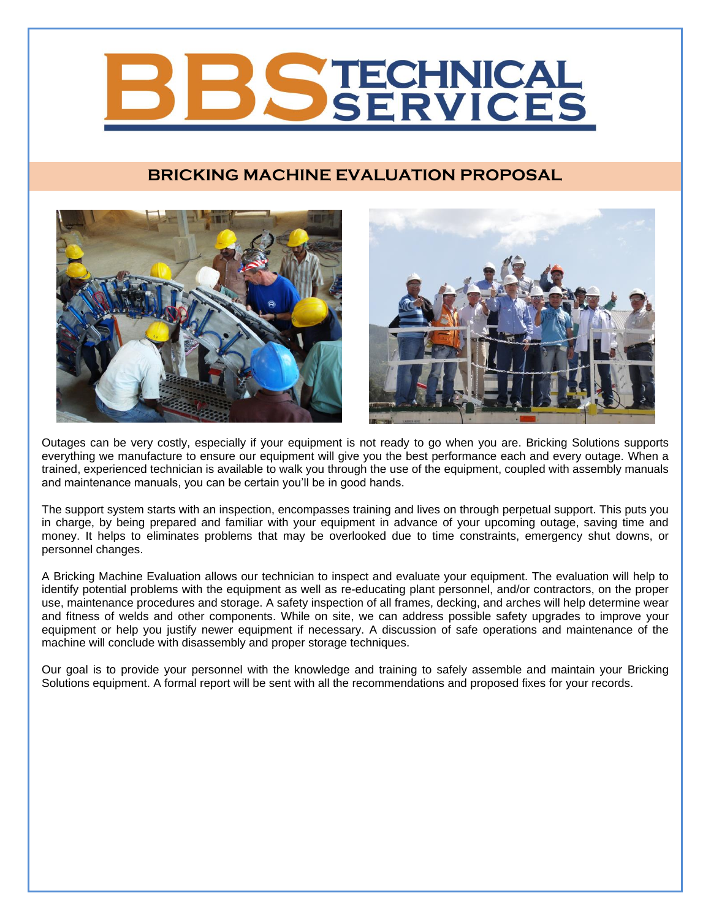# BBS TECHNICAL SERVICES

## BRICKING MACHINE EVALUATION PROPOSAL

Outages can be very costly, especially if your equipment is not ready to go when you are. Bricking Solutions supports everything we manufacture to ensure our equipment will give you the best performance each and every outage. When a trained, experienced technician is available to walk you through the use of the equipment, coupled with assembly manuals and maintenance manuals, you can be certain you'll be in good hands.

The support system starts with an inspection, encompasses training and lives on through perpetual support. This puts you in charge, by being prepared and familiar with your equipment in advance of your upcoming outage, saving time and money. It helps to eliminates problems that may be overlooked due to time constraints, emergency shut downs, or personnel changes.

A Bricking Machine Evaluation allows our technician to inspect and evaluate your equipment. The evaluation will help to identify potential problems with the equipment as well as re-educating plant personnel, and/or contractors, on the proper use, maintenance procedures and storage. A safety inspection of all frames, decking, and arches will help determine wear and fitness of welds and other components. While on site, we can address possible safety upgrades to improve your equipment or help you justify newer equipment if necessary. A discussion of safe operations and maintenance of the machine will conclude with disassembly and proper storage techniques.

Our goal is to provide your personnel with the knowledge and training to safely assemble and maintain your Bricking Solutions equipment. A formal report will be sent with all the recommendations and proposed fixes for your records.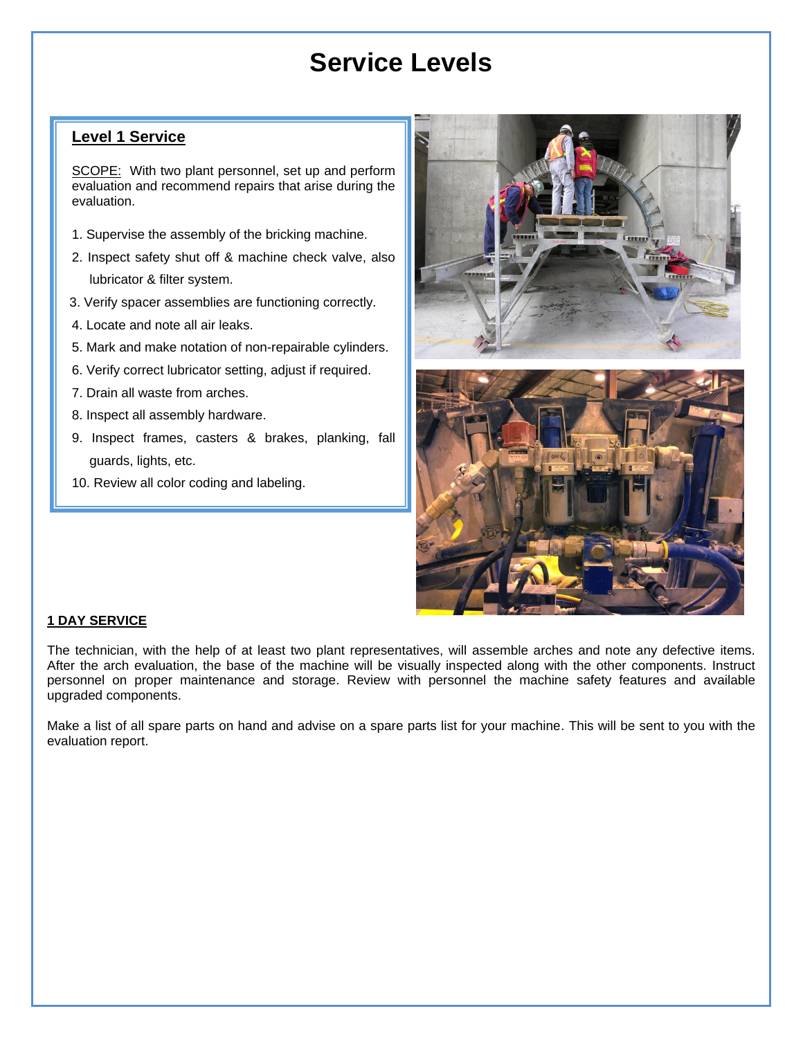# Service Levels

## Level 1 Service

SCOPE: With two plant personnel, set up and perform evaluation and recommend repairs that arise during the evaluation.

1. Supervise the assembly of the bricking machine.
2. Inspect safety shut off & machine check valve, also lubricator & filter system.
3. Verify spacer assemblies are functioning correctly.
4. Locate and note all air leaks.
5. Mark and make notation of non-repairable cylinders.
6. Verify correct lubricator setting, adjust if required.
7. Drain all waste from arches.
8. Inspect all assembly hardware.
9. Inspect frames, casters & brakes, planking, fall guards, lights, etc.
10. Review all color coding and labeling.

**1 DAY SERVICE**

The technician, with the help of at least two plant representatives, will assemble arches and note any defective items. After the arch evaluation, the base of the machine will be visually inspected along with the other components. Instruct personnel on proper maintenance and storage. Review with personnel the machine safety features and available upgraded components.

Make a list of all spare parts on hand and advise on a spare parts list for your machine. This will be sent to you with the evaluation report.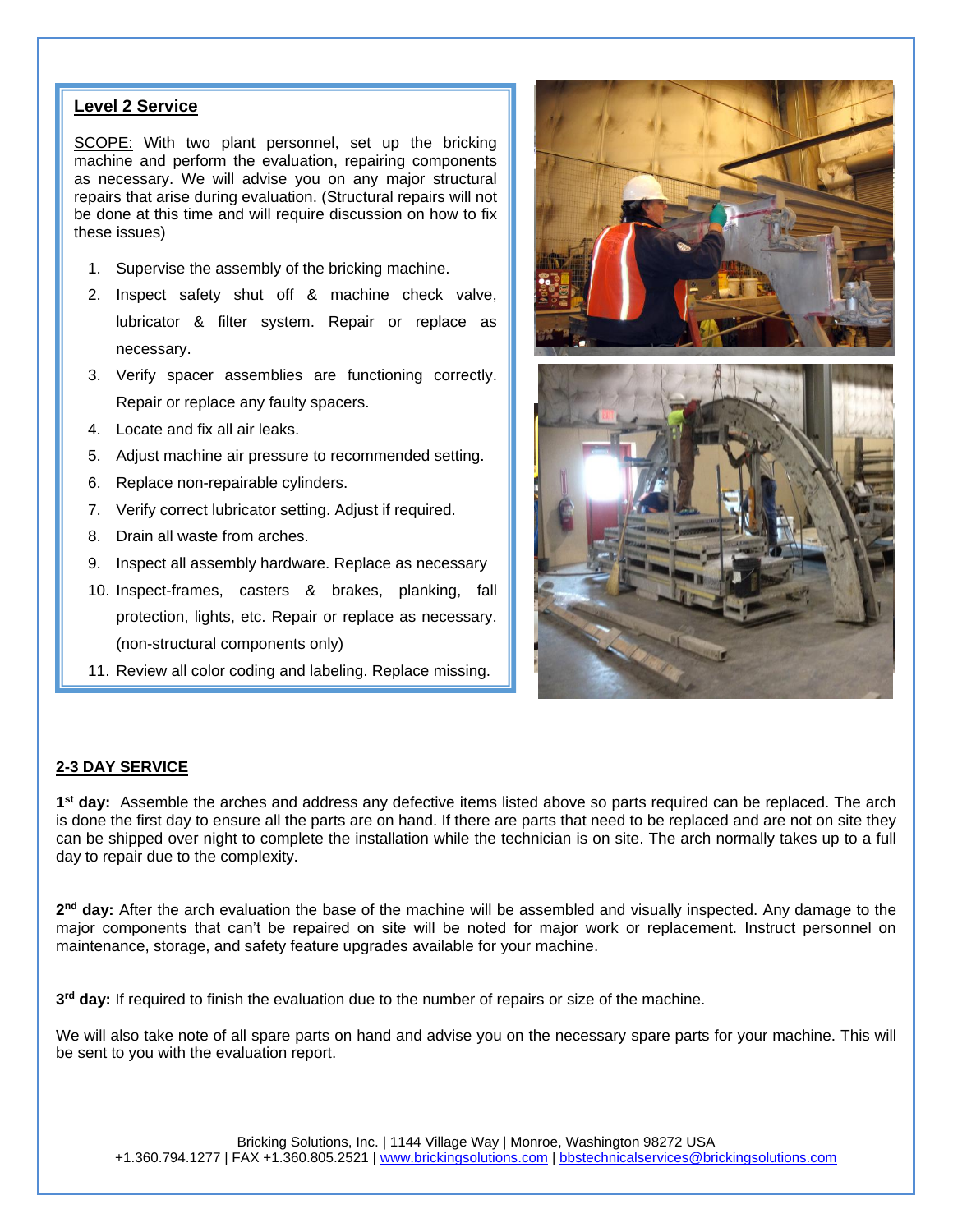## Level 2 Service

SCOPE: With two plant personnel, set up the bricking machine and perform the evaluation, repairing components as necessary. We will advise you on any major structural repairs that arise during evaluation. (Structural repairs will not be done at this time and will require discussion on how to fix these issues)

1. Supervise the assembly of the bricking machine.
2. Inspect safety shut off & machine check valve, lubricator & filter system. Repair or replace as necessary.
3. Verify spacer assemblies are functioning correctly. Repair or replace any faulty spacers.
4. Locate and fix all air leaks.
5. Adjust machine air pressure to recommended setting.
6. Replace non-repairable cylinders.
7. Verify correct lubricator setting. Adjust if required.
8. Drain all waste from arches.
9. Inspect all assembly hardware. Replace as necessary
10. Inspect-frames, casters & brakes, planking, fall protection, lights, etc. Repair or replace as necessary. (non-structural components only)
11. Review all color coding and labeling. Replace missing.

## 2-3 DAY SERVICE

**1st day:** Assemble the arches and address any defective items listed above so parts required can be replaced. The arch is done the first day to ensure all the parts are on hand. If there are parts that need to be replaced and are not on site they can be shipped over night to complete the installation while the technician is on site. The arch normally takes up to a full day to repair due to the complexity.

**2nd day:** After the arch evaluation the base of the machine will be assembled and visually inspected. Any damage to the major components that can't be repaired on site will be noted for major work or replacement. Instruct personnel on maintenance, storage, and safety feature upgrades available for your machine.

**3rd day:** If required to finish the evaluation due to the number of repairs or size of the machine.

We will also take note of all spare parts on hand and advise you on the necessary spare parts for your machine. This will be sent to you with the evaluation report.

Bricking Solutions, Inc. | 1144 Village Way | Monroe, Washington 98272 USA
+1.360.794.1277 | FAX +1.360.805.2521 | www.brickingsolutions.com | bbstechnicalservices@brickingsolutions.com